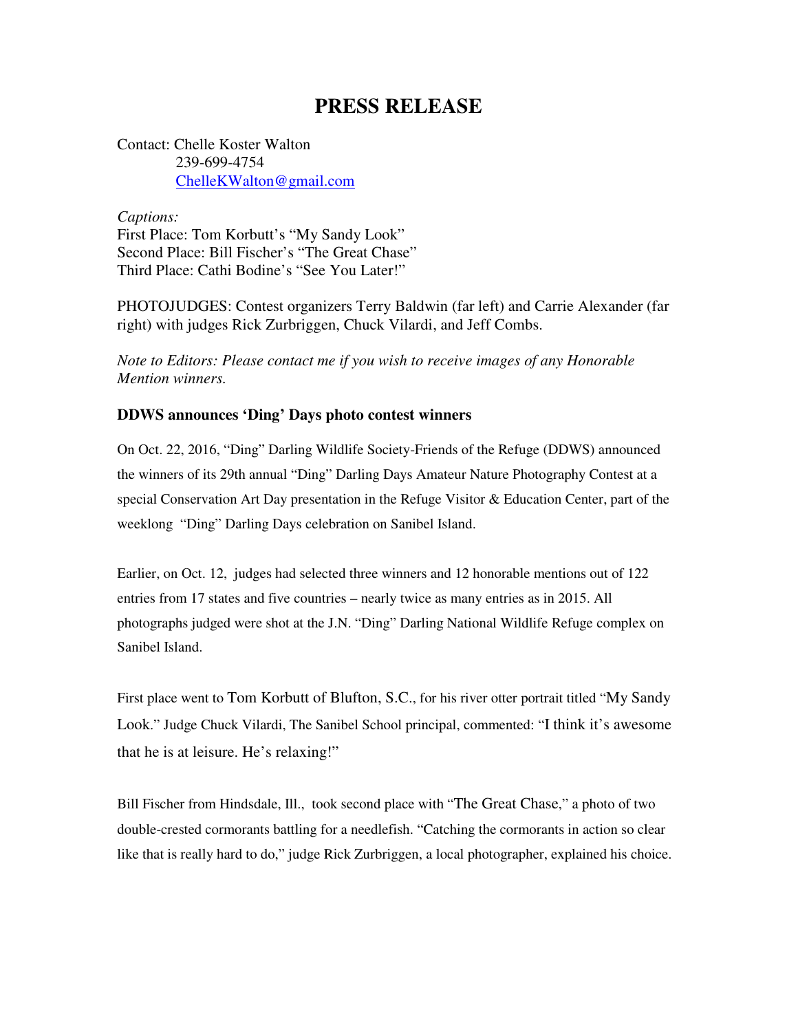# PRESS RELEASE

Contact: Chelle Koster Walton
239-699-4754
ChelleKWalton@gmail.com

*Captions:*
First Place: Tom Korbutt's "My Sandy Look"
Second Place: Bill Fischer's "The Great Chase"
Third Place: Cathi Bodine's "See You Later!"

PHOTOJUDGES: Contest organizers Terry Baldwin (far left) and Carrie Alexander (far right) with judges Rick Zurbriggen, Chuck Vilardi, and Jeff Combs.

*Note to Editors: Please contact me if you wish to receive images of any Honorable Mention winners.*

**DDWS announces 'Ding' Days photo contest winners**

On Oct. 22, 2016, "Ding" Darling Wildlife Society-Friends of the Refuge (DDWS) announced the winners of its 29th annual "Ding" Darling Days Amateur Nature Photography Contest at a special Conservation Art Day presentation in the Refuge Visitor & Education Center, part of the weeklong "Ding" Darling Days celebration on Sanibel Island.

Earlier, on Oct. 12, judges had selected three winners and 12 honorable mentions out of 122 entries from 17 states and five countries – nearly twice as many entries as in 2015. All photographs judged were shot at the J.N. "Ding" Darling National Wildlife Refuge complex on Sanibel Island.

First place went to Tom Korbutt of Blufton, S.C., for his river otter portrait titled "My Sandy Look." Judge Chuck Vilardi, The Sanibel School principal, commented: "I think it's awesome that he is at leisure. He's relaxing!"

Bill Fischer from Hindsdale, Ill., took second place with "The Great Chase," a photo of two double-crested cormorants battling for a needlefish. "Catching the cormorants in action so clear like that is really hard to do," judge Rick Zurbriggen, a local photographer, explained his choice.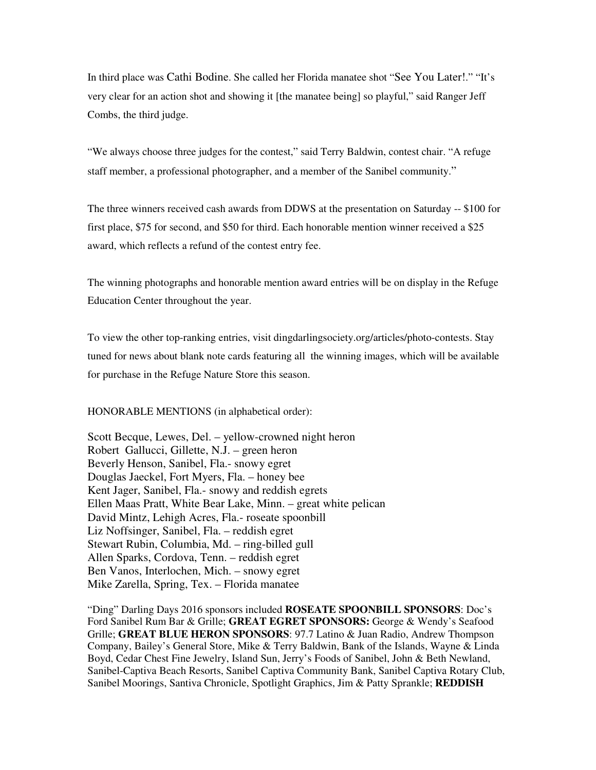In third place was Cathi Bodine. She called her Florida manatee shot "See You Later!." "It's very clear for an action shot and showing it [the manatee being] so playful," said Ranger Jeff Combs, the third judge.

"We always choose three judges for the contest," said Terry Baldwin, contest chair. "A refuge staff member, a professional photographer, and a member of the Sanibel community."

The three winners received cash awards from DDWS at the presentation on Saturday -- $100 for first place, $75 for second, and $50 for third. Each honorable mention winner received a $25 award, which reflects a refund of the contest entry fee.

The winning photographs and honorable mention award entries will be on display in the Refuge Education Center throughout the year.

To view the other top-ranking entries, visit dingdarlingsociety.org/articles/photo-contests. Stay tuned for news about blank note cards featuring all the winning images, which will be available for purchase in the Refuge Nature Store this season.

HONORABLE MENTIONS (in alphabetical order):

Scott Becque, Lewes, Del. – yellow-crowned night heron
Robert Gallucci, Gillette, N.J. – green heron
Beverly Henson, Sanibel, Fla.- snowy egret
Douglas Jaeckel, Fort Myers, Fla. – honey bee
Kent Jager, Sanibel, Fla.- snowy and reddish egrets
Ellen Maas Pratt, White Bear Lake, Minn. – great white pelican
David Mintz, Lehigh Acres, Fla.- roseate spoonbill
Liz Noffsinger, Sanibel, Fla. – reddish egret
Stewart Rubin, Columbia, Md. – ring-billed gull
Allen Sparks, Cordova, Tenn. – reddish egret
Ben Vanos, Interlochen, Mich. – snowy egret
Mike Zarella, Spring, Tex. – Florida manatee

"Ding" Darling Days 2016 sponsors included **ROSEATE SPOONBILL SPONSORS**: Doc's Ford Sanibel Rum Bar & Grille; **GREAT EGRET SPONSORS:** George & Wendy's Seafood Grille; **GREAT BLUE HERON SPONSORS**: 97.7 Latino & Juan Radio, Andrew Thompson Company, Bailey's General Store, Mike & Terry Baldwin, Bank of the Islands, Wayne & Linda Boyd, Cedar Chest Fine Jewelry, Island Sun, Jerry's Foods of Sanibel, John & Beth Newland, Sanibel-Captiva Beach Resorts, Sanibel Captiva Community Bank, Sanibel Captiva Rotary Club, Sanibel Moorings, Santiva Chronicle, Spotlight Graphics, Jim & Patty Sprankle; **REDDISH**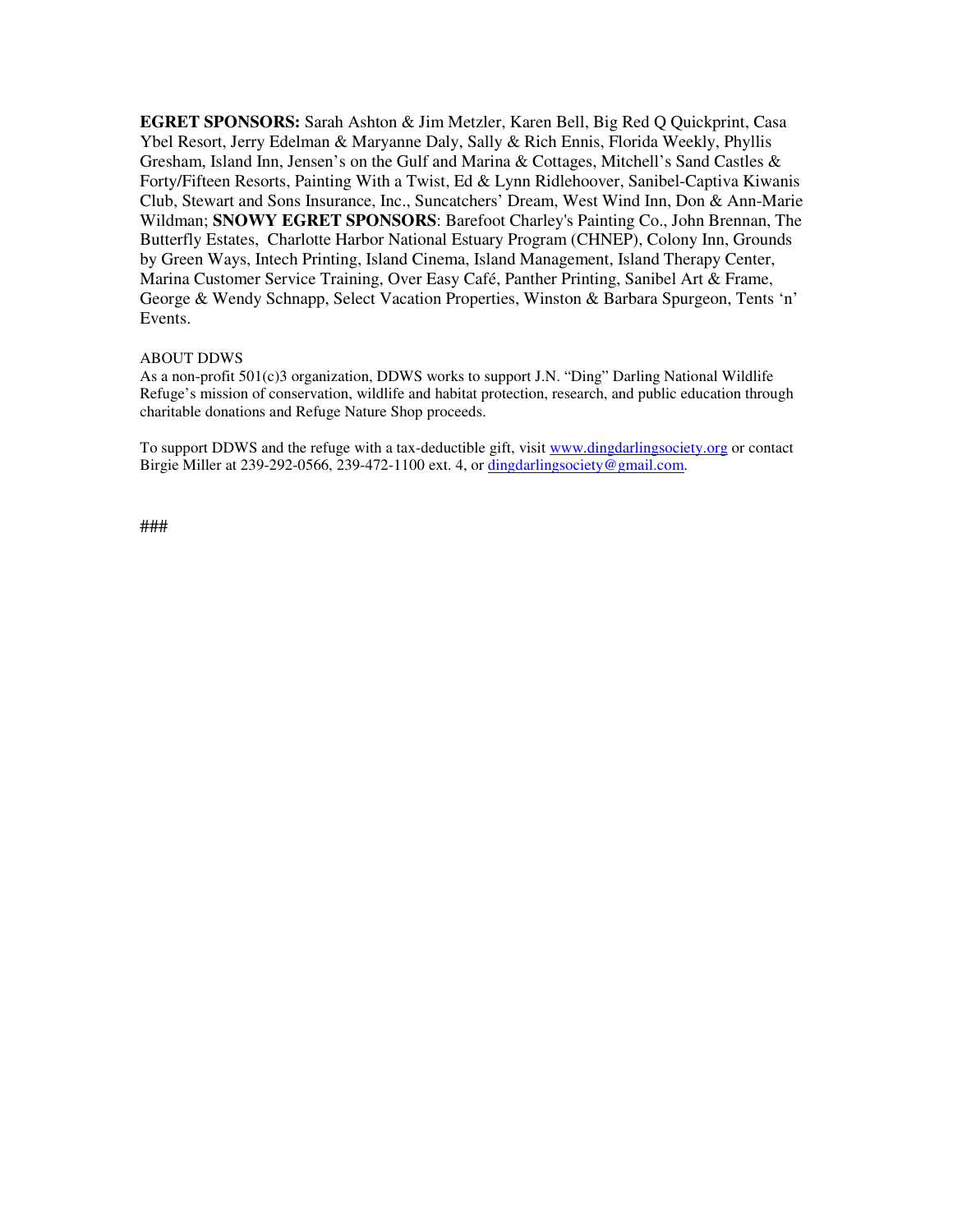**EGRET SPONSORS:** Sarah Ashton & Jim Metzler, Karen Bell, Big Red Q Quickprint, Casa Ybel Resort, Jerry Edelman & Maryanne Daly, Sally & Rich Ennis, Florida Weekly, Phyllis Gresham, Island Inn, Jensen's on the Gulf and Marina & Cottages, Mitchell's Sand Castles & Forty/Fifteen Resorts, Painting With a Twist, Ed & Lynn Ridlehoover, Sanibel-Captiva Kiwanis Club, Stewart and Sons Insurance, Inc., Suncatchers' Dream, West Wind Inn, Don & Ann-Marie Wildman; **SNOWY EGRET SPONSORS**: Barefoot Charley's Painting Co., John Brennan, The Butterfly Estates, Charlotte Harbor National Estuary Program (CHNEP), Colony Inn, Grounds by Green Ways, Intech Printing, Island Cinema, Island Management, Island Therapy Center, Marina Customer Service Training, Over Easy Café, Panther Printing, Sanibel Art & Frame, George & Wendy Schnapp, Select Vacation Properties, Winston & Barbara Spurgeon, Tents 'n' Events.

ABOUT DDWS

As a non-profit 501(c)3 organization, DDWS works to support J.N. "Ding" Darling National Wildlife Refuge's mission of conservation, wildlife and habitat protection, research, and public education through charitable donations and Refuge Nature Shop proceeds.

To support DDWS and the refuge with a tax-deductible gift, visit www.dingdarlingsociety.org or contact Birgie Miller at 239-292-0566, 239-472-1100 ext. 4, or dingdarlingsociety@gmail.com.

###